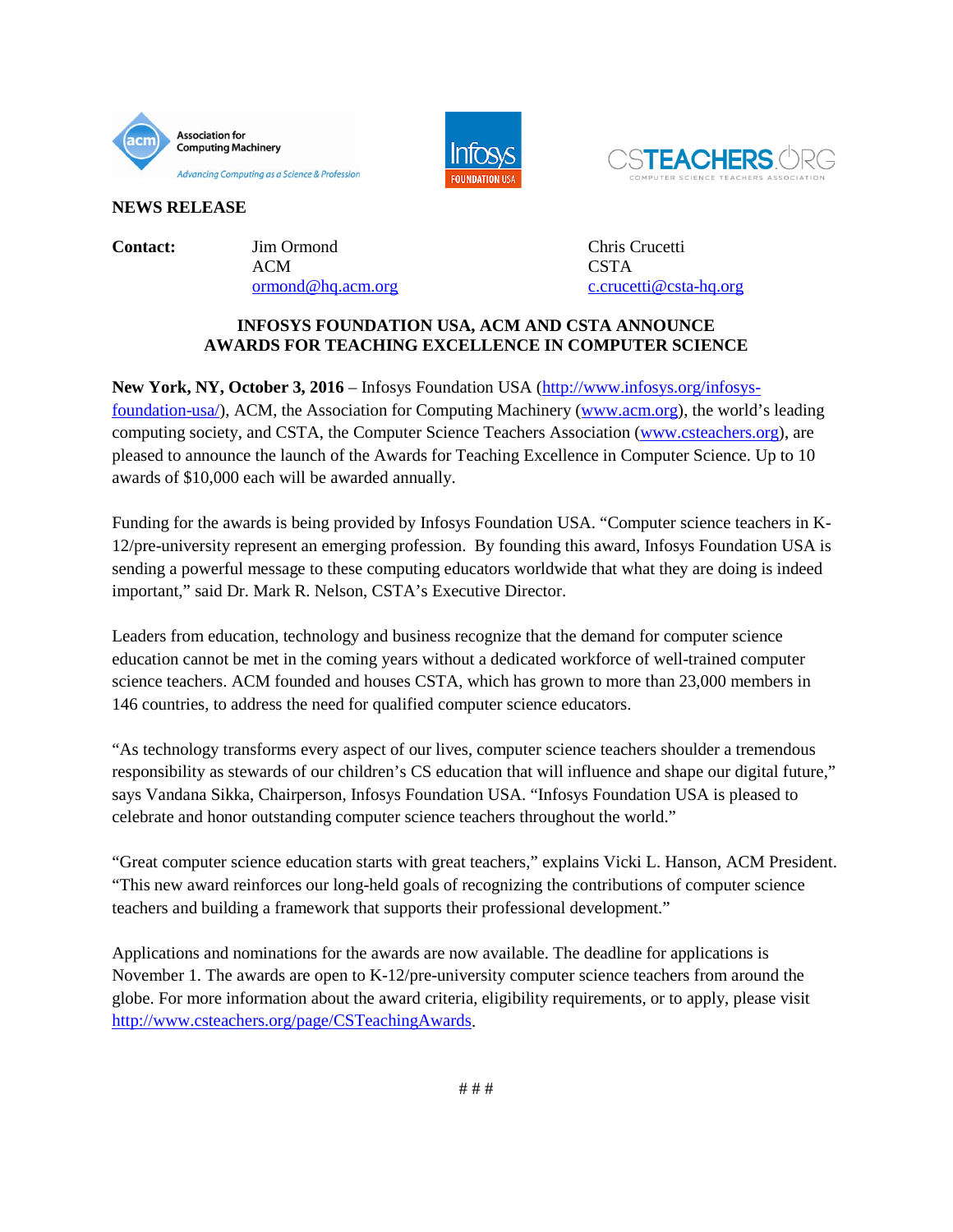**NEWS RELEASE**

**Contact:**

Jim Ormond
ACM
ormond@hq.acm.org

Chris Crucetti
CSTA
c.crucetti@csta-hq.org

## INFOSYS FOUNDATION USA, ACM AND CSTA ANNOUNCE AWARDS FOR TEACHING EXCELLENCE IN COMPUTER SCIENCE

**New York, NY, October 3, 2016** – Infosys Foundation USA (http://www.infosys.org/infosys-foundation-usa/), ACM, the Association for Computing Machinery (www.acm.org), the world's leading computing society, and CSTA, the Computer Science Teachers Association (www.csteachers.org), are pleased to announce the launch of the Awards for Teaching Excellence in Computer Science. Up to 10 awards of $10,000 each will be awarded annually.

Funding for the awards is being provided by Infosys Foundation USA. "Computer science teachers in K-12/pre-university represent an emerging profession. By founding this award, Infosys Foundation USA is sending a powerful message to these computing educators worldwide that what they are doing is indeed important," said Dr. Mark R. Nelson, CSTA's Executive Director.

Leaders from education, technology and business recognize that the demand for computer science education cannot be met in the coming years without a dedicated workforce of well-trained computer science teachers. ACM founded and houses CSTA, which has grown to more than 23,000 members in 146 countries, to address the need for qualified computer science educators.

"As technology transforms every aspect of our lives, computer science teachers shoulder a tremendous responsibility as stewards of our children's CS education that will influence and shape our digital future," says Vandana Sikka, Chairperson, Infosys Foundation USA. "Infosys Foundation USA is pleased to celebrate and honor outstanding computer science teachers throughout the world."

"Great computer science education starts with great teachers," explains Vicki L. Hanson, ACM President. "This new award reinforces our long-held goals of recognizing the contributions of computer science teachers and building a framework that supports their professional development."

Applications and nominations for the awards are now available. The deadline for applications is November 1. The awards are open to K-12/pre-university computer science teachers from around the globe. For more information about the award criteria, eligibility requirements, or to apply, please visit http://www.csteachers.org/page/CSTeachingAwards.

# # #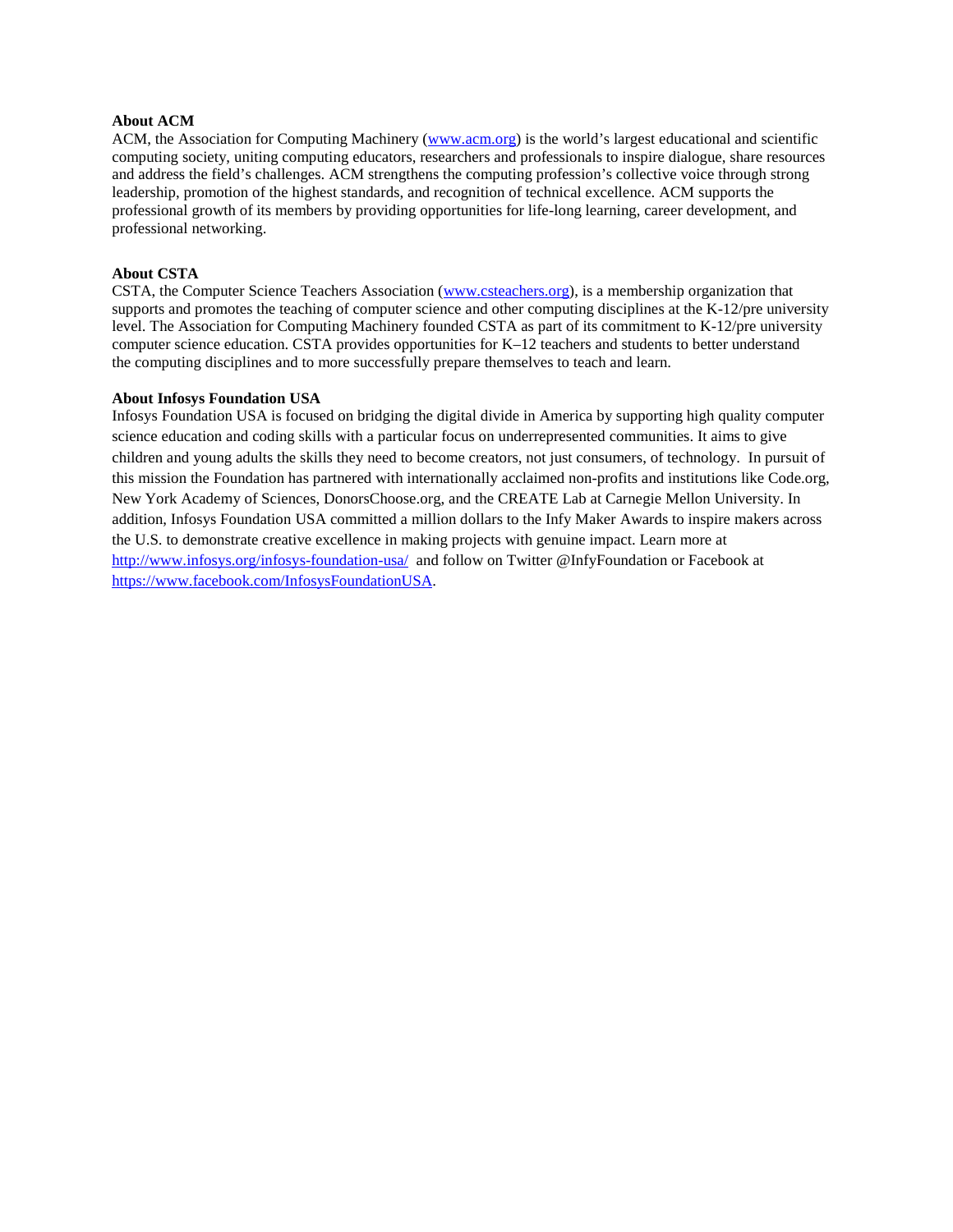**About ACM**

ACM, the Association for Computing Machinery (www.acm.org) is the world's largest educational and scientific computing society, uniting computing educators, researchers and professionals to inspire dialogue, share resources and address the field's challenges. ACM strengthens the computing profession's collective voice through strong leadership, promotion of the highest standards, and recognition of technical excellence. ACM supports the professional growth of its members by providing opportunities for life-long learning, career development, and professional networking.

**About CSTA**

CSTA, the Computer Science Teachers Association (www.csteachers.org), is a membership organization that supports and promotes the teaching of computer science and other computing disciplines at the K-12/pre university level. The Association for Computing Machinery founded CSTA as part of its commitment to K-12/pre university computer science education. CSTA provides opportunities for K–12 teachers and students to better understand the computing disciplines and to more successfully prepare themselves to teach and learn.

**About Infosys Foundation USA**

Infosys Foundation USA is focused on bridging the digital divide in America by supporting high quality computer science education and coding skills with a particular focus on underrepresented communities. It aims to give children and young adults the skills they need to become creators, not just consumers, of technology. In pursuit of this mission the Foundation has partnered with internationally acclaimed non-profits and institutions like Code.org, New York Academy of Sciences, DonorsChoose.org, and the CREATE Lab at Carnegie Mellon University. In addition, Infosys Foundation USA committed a million dollars to the Infy Maker Awards to inspire makers across the U.S. to demonstrate creative excellence in making projects with genuine impact. Learn more at http://www.infosys.org/infosys-foundation-usa/ and follow on Twitter @InfyFoundation or Facebook at https://www.facebook.com/InfosysFoundationUSA.